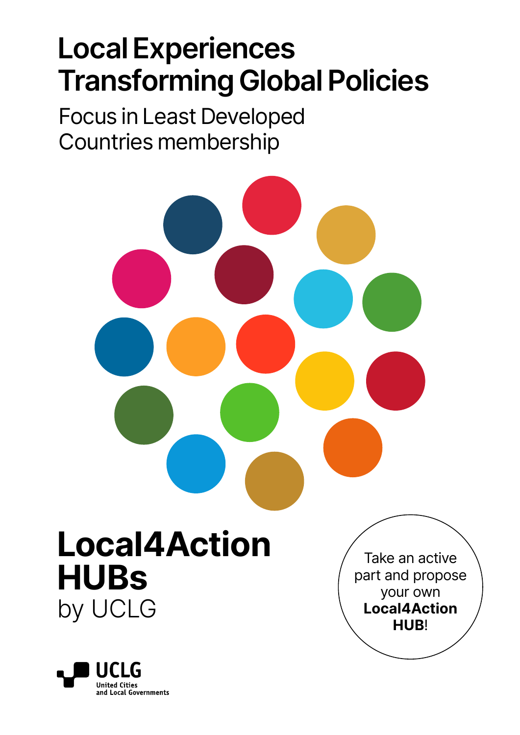# Local Experiences Transforming Global Policies

## Focus in Least Developed Countries membership

# Local4Action HUBs

by UCLG

Take an active part and propose your own **Local4Action HUB**!

UCLG
United Cities and Local Governments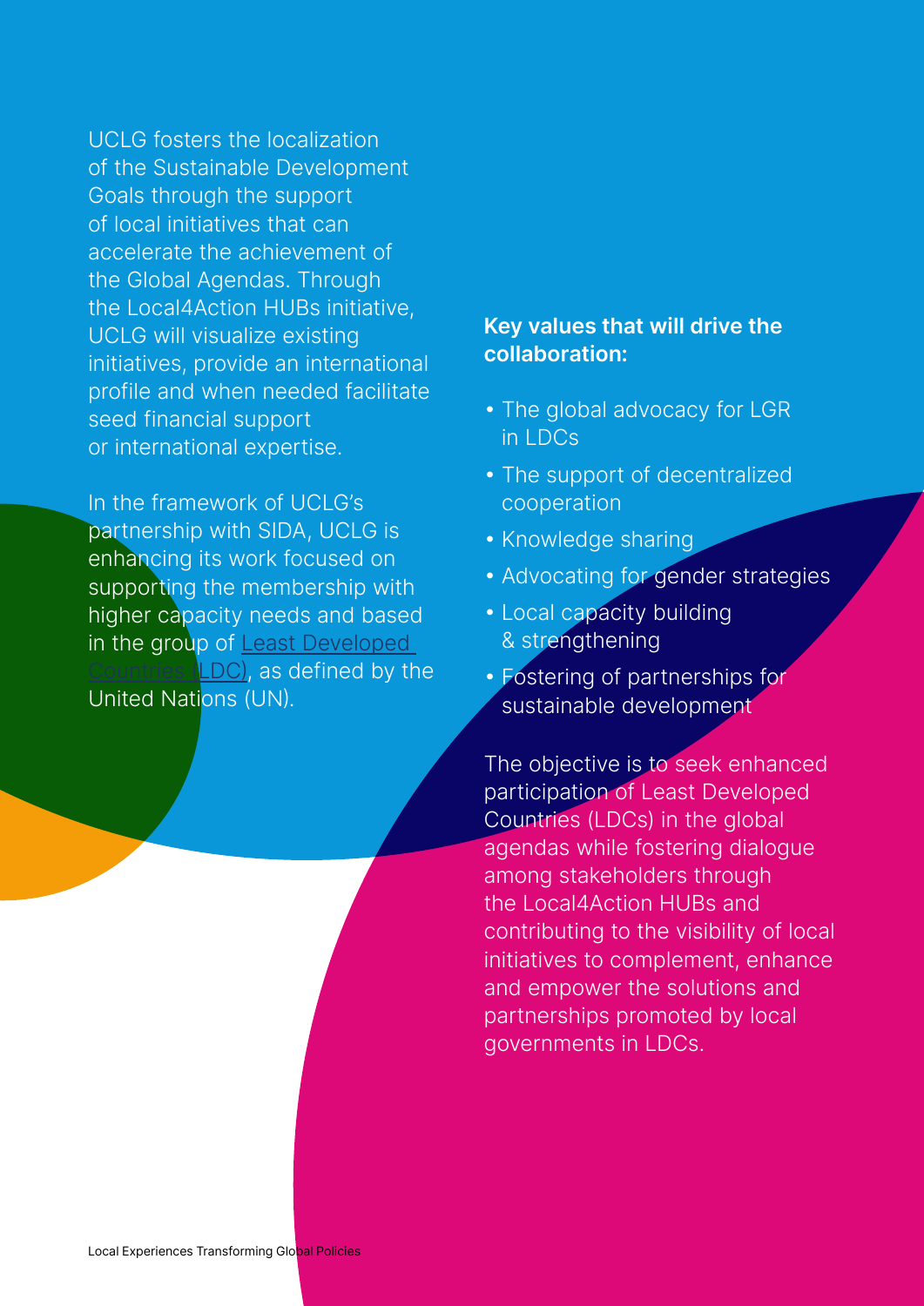UCLG fosters the localization of the Sustainable Development Goals through the support of local initiatives that can accelerate the achievement of the Global Agendas. Through the Local4Action HUBs initiative, UCLG will visualize existing initiatives, provide an international profile and when needed facilitate seed financial support or international expertise.

In the framework of UCLG's partnership with SIDA, UCLG is enhancing its work focused on supporting the membership with higher capacity needs and based in the group of Least Developed Countries (LDC), as defined by the United Nations (UN).

**Key values that will drive the collaboration:**

- The global advocacy for LGR in LDCs
- The support of decentralized cooperation
- Knowledge sharing
- Advocating for gender strategies
- Local capacity building & strengthening
- Fostering of partnerships for sustainable development

The objective is to seek enhanced participation of Least Developed Countries (LDCs) in the global agendas while fostering dialogue among stakeholders through the Local4Action HUBs and contributing to the visibility of local initiatives to complement, enhance and empower the solutions and partnerships promoted by local governments in LDCs.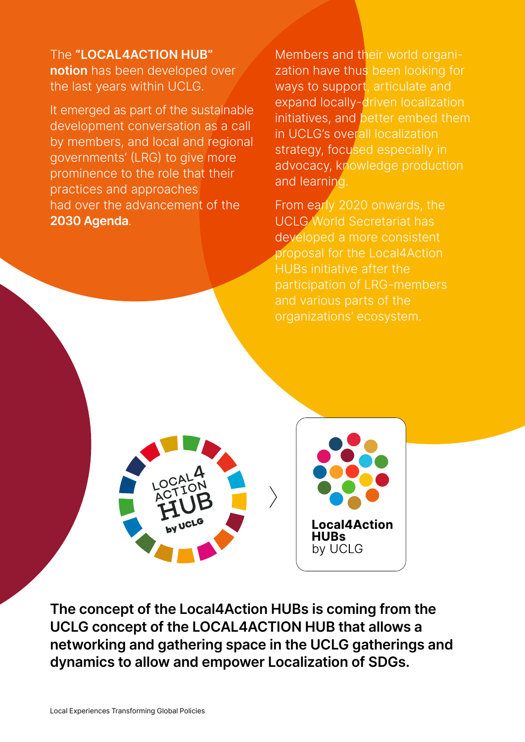The **"LOCAL4ACTION HUB" notion** has been developed over the last years within UCLG.

It emerged as part of the sustainable development conversation as a call by members, and local and regional governments' (LRG) to give more prominence to the role that their practices and approaches had over the advancement of the **2030 Agenda**.

Members and their world organization have thus been looking for ways to support, articulate and expand locally-driven localization initiatives, and better embed them in UCLG's overall localization strategy, focused especially in advocacy, knowledge production and learning.

From early 2020 onwards, the UCLG World Secretariat has developed a more consistent proposal for the Local4Action HUBs initiative after the participation of LRG-members and various parts of the organizations' ecosystem.

**The concept of the Local4Action HUBs is coming from the UCLG concept of the LOCAL4ACTION HUB that allows a networking and gathering space in the UCLG gatherings and dynamics to allow and empower Localization of SDGs.**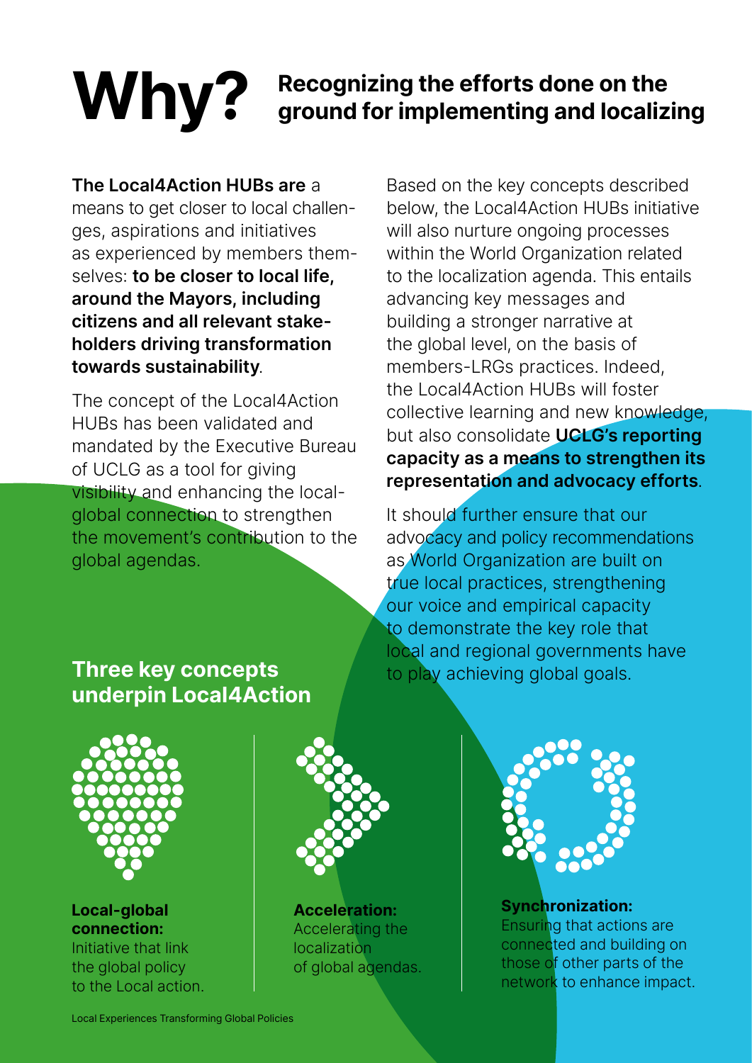# Why? Recognizing the efforts done on the ground for implementing and localizing

**The Local4Action HUBs are** a means to get closer to local challenges, aspirations and initiatives as experienced by members themselves: **to be closer to local life, around the Mayors, including citizens and all relevant stakeholders driving transformation towards sustainability**.

The concept of the Local4Action HUBs has been validated and mandated by the Executive Bureau of UCLG as a tool for giving visibility and enhancing the local-global connection to strengthen the movement's contribution to the global agendas.

Based on the key concepts described below, the Local4Action HUBs initiative will also nurture ongoing processes within the World Organization related to the localization agenda. This entails advancing key messages and building a stronger narrative at the global level, on the basis of members-LRGs practices. Indeed, the Local4Action HUBs will foster collective learning and new knowledge, but also consolidate **UCLG's reporting capacity as a means to strengthen its representation and advocacy efforts**.

It should further ensure that our advocacy and policy recommendations as World Organization are built on true local practices, strengthening our voice and empirical capacity to demonstrate the key role that local and regional governments have to play achieving global goals.

## Three key concepts underpin Local4Action

**Local-global connection:**
Initiative that link the global policy to the Local action.

**Acceleration:**
Accelerating the localization of global agendas.

**Synchronization:**
Ensuring that actions are connected and building on those of other parts of the network to enhance impact.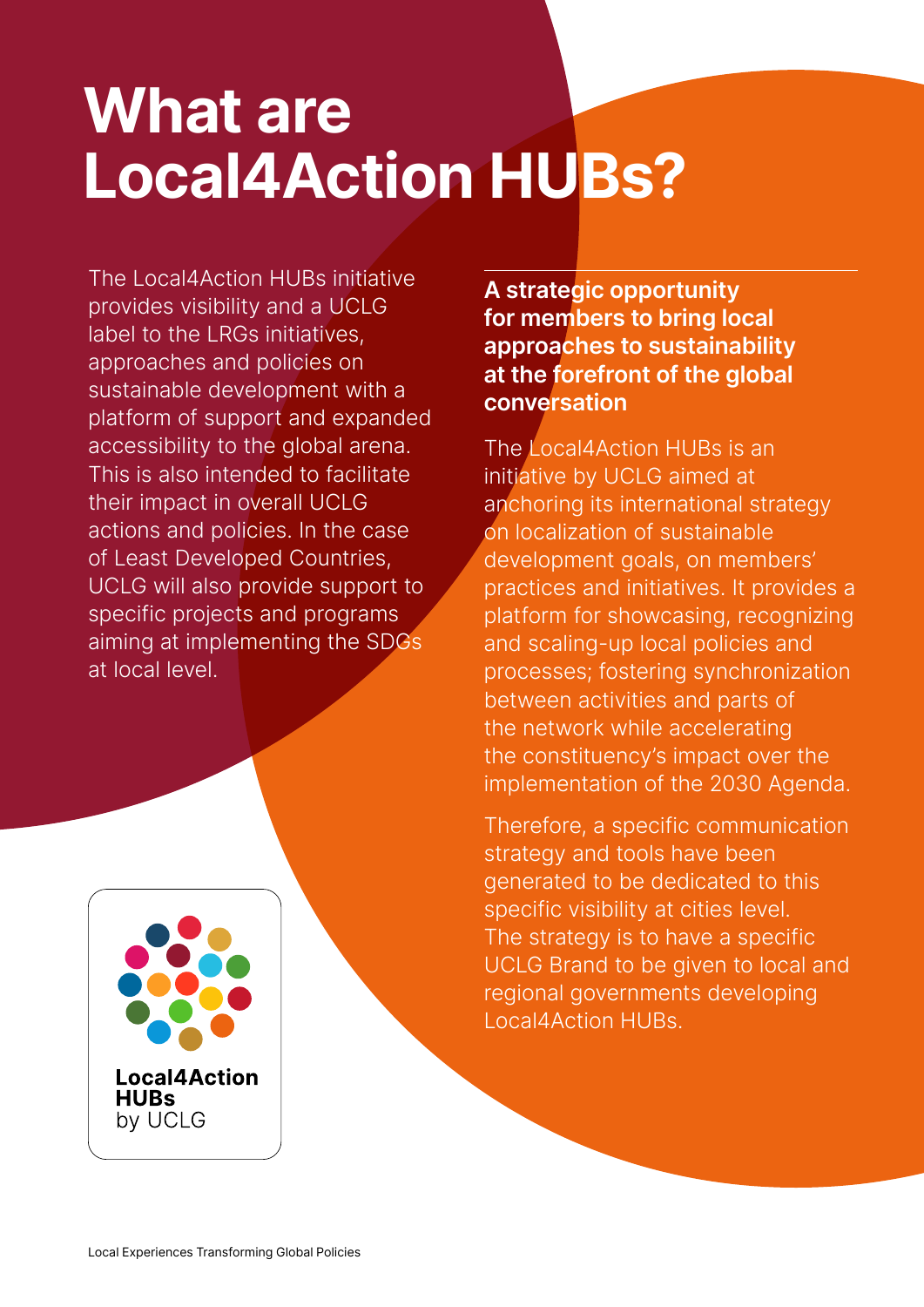# What are Local4Action HUBs?

The Local4Action HUBs initiative provides visibility and a UCLG label to the LRGs initiatives, approaches and policies on sustainable development with a platform of support and expanded accessibility to the global arena. This is also intended to facilitate their impact in overall UCLG actions and policies. In the case of Least Developed Countries, UCLG will also provide support to specific projects and programs aiming at implementing the SDGs at local level.

Local4Action HUBs by UCLG

**A strategic opportunity for members to bring local approaches to sustainability at the forefront of the global conversation**

The Local4Action HUBs is an initiative by UCLG aimed at anchoring its international strategy on localization of sustainable development goals, on members' practices and initiatives. It provides a platform for showcasing, recognizing and scaling-up local policies and processes; fostering synchronization between activities and parts of the network while accelerating the constituency's impact over the implementation of the 2030 Agenda.

Therefore, a specific communication strategy and tools have been generated to be dedicated to this specific visibility at cities level. The strategy is to have a specific UCLG Brand to be given to local and regional governments developing Local4Action HUBs.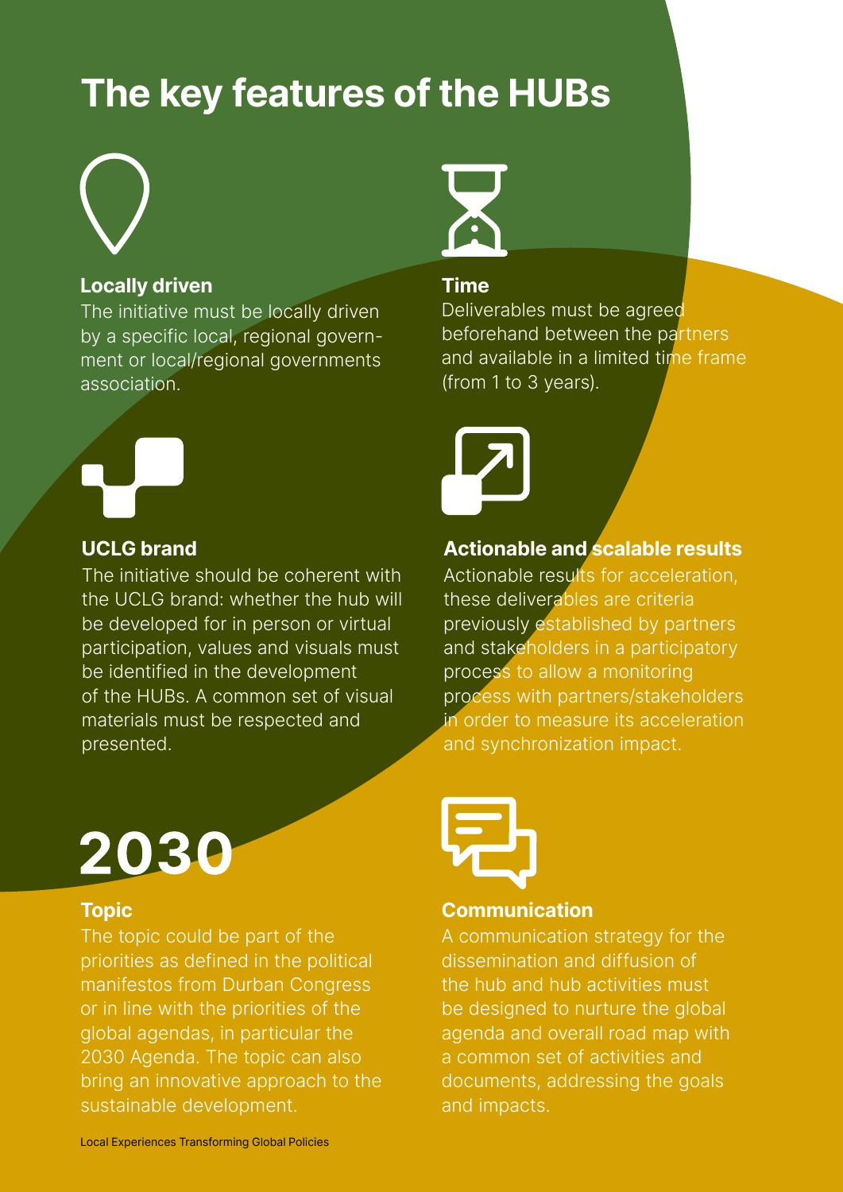# The key features of the HUBs

### Locally driven

The initiative must be locally driven by a specific local, regional government or local/regional governments association.

### Time

Deliverables must be agreed beforehand between the partners and available in a limited time frame (from 1 to 3 years).

### UCLG brand

The initiative should be coherent with the UCLG brand: whether the hub will be developed for in person or virtual participation, values and visuals must be identified in the development of the HUBs. A common set of visual materials must be respected and presented.

### Actionable and scalable results

Actionable results for acceleration, these deliverables are criteria previously established by partners and stakeholders in a participatory process to allow a monitoring process with partners/stakeholders in order to measure its acceleration and synchronization impact.

**2030**

### Topic

The topic could be part of the priorities as defined in the political manifestos from Durban Congress or in line with the priorities of the global agendas, in particular the 2030 Agenda. The topic can also bring an innovative approach to the sustainable development.

### Communication

A communication strategy for the dissemination and diffusion of the hub and hub activities must be designed to nurture the global agenda and overall road map with a common set of activities and documents, addressing the goals and impacts.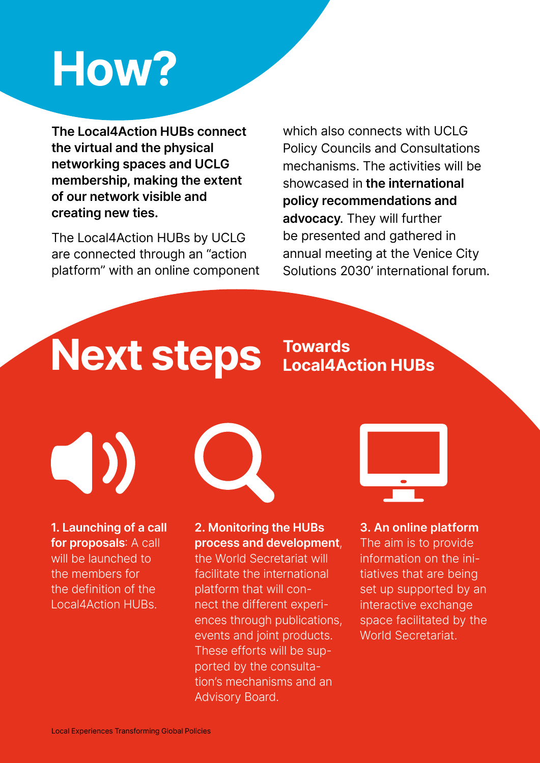# How?

**The Local4Action HUBs connect the virtual and the physical networking spaces and UCLG membership, making the extent of our network visible and creating new ties.**

The Local4Action HUBs by UCLG are connected through an "action platform" with an online component which also connects with UCLG Policy Councils and Consultations mechanisms. The activities will be showcased in **the international policy recommendations and advocacy**. They will further be presented and gathered in annual meeting at the Venice City Solutions 2030' international forum.

# Next steps

## Towards Local4Action HUBs

**1. Launching of a call for proposals**: A call will be launched to the members for the definition of the Local4Action HUBs.

**2. Monitoring the HUBs process and development**, the World Secretariat will facilitate the international platform that will connect the different experiences through publications, events and joint products. These efforts will be supported by the consultation's mechanisms and an Advisory Board.

**3. An online platform** The aim is to provide information on the initiatives that are being set up supported by an interactive exchange space facilitated by the World Secretariat.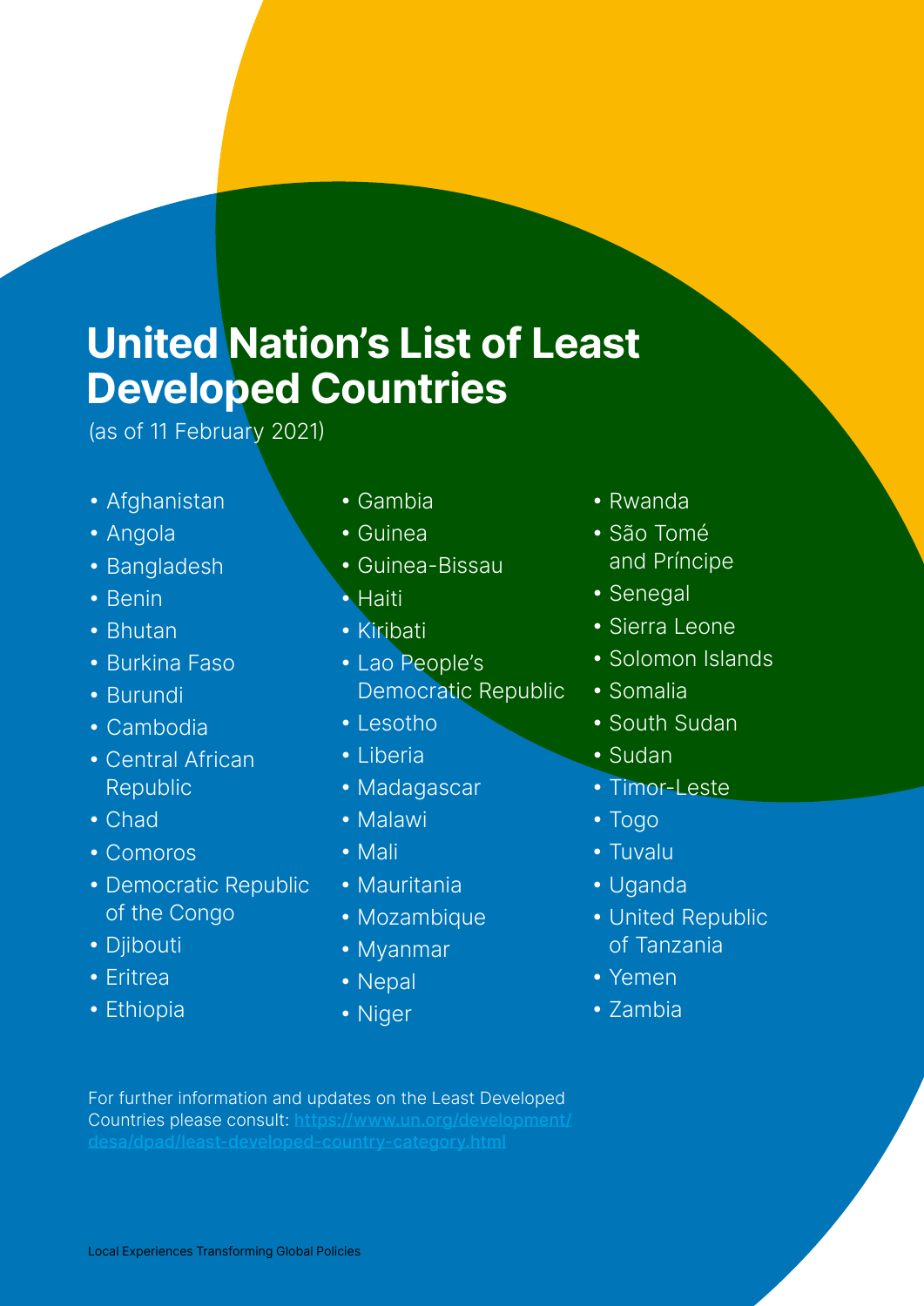# United Nation's List of Least Developed Countries

(as of 11 February 2021)

- Afghanistan
- Angola
- Bangladesh
- Benin
- Bhutan
- Burkina Faso
- Burundi
- Cambodia
- Central African Republic
- Chad
- Comoros
- Democratic Republic of the Congo
- Djibouti
- Eritrea
- Ethiopia
- Gambia
- Guinea
- Guinea-Bissau
- Haiti
- Kiribati
- Lao People's Democratic Republic
- Lesotho
- Liberia
- Madagascar
- Malawi
- Mali
- Mauritania
- Mozambique
- Myanmar
- Nepal
- Niger
- Rwanda
- São Tomé and Príncipe
- Senegal
- Sierra Leone
- Solomon Islands
- Somalia
- South Sudan
- Sudan
- Timor-Leste
- Togo
- Tuvalu
- Uganda
- United Republic of Tanzania
- Yemen
- Zambia

For further information and updates on the Least Developed Countries please consult: **https://www.un.org/development/desa/dpad/least-developed-country-category.html**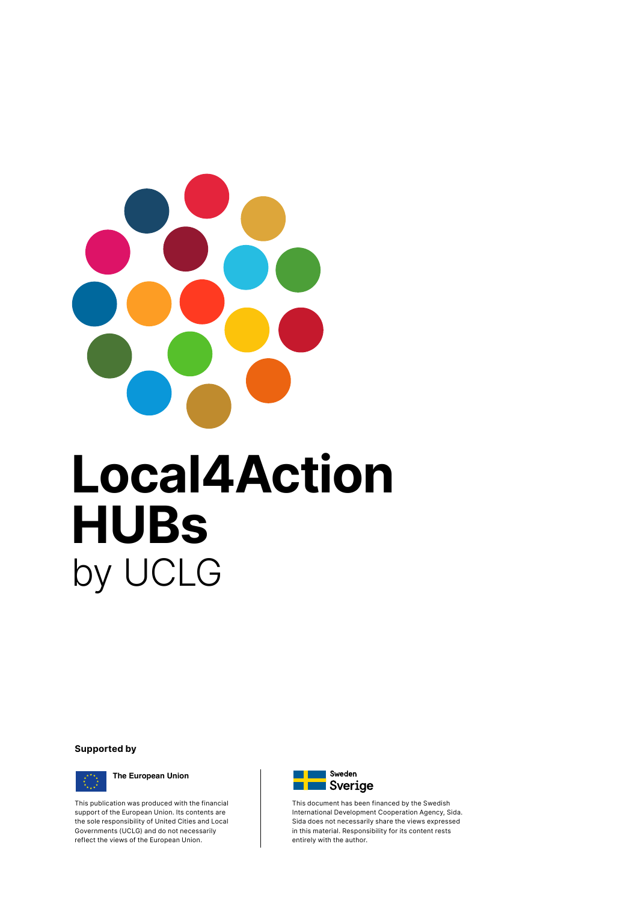# Local4Action HUBs

by UCLG

**Supported by**

**The European Union**

This publication was produced with the financial support of the European Union. Its contents are the sole responsibility of United Cities and Local Governments (UCLG) and do not necessarily reflect the views of the European Union.

Sweden
Sverige

This document has been financed by the Swedish International Development Cooperation Agency, Sida. Sida does not necessarily share the views expressed in this material. Responsibility for its content rests entirely with the author.